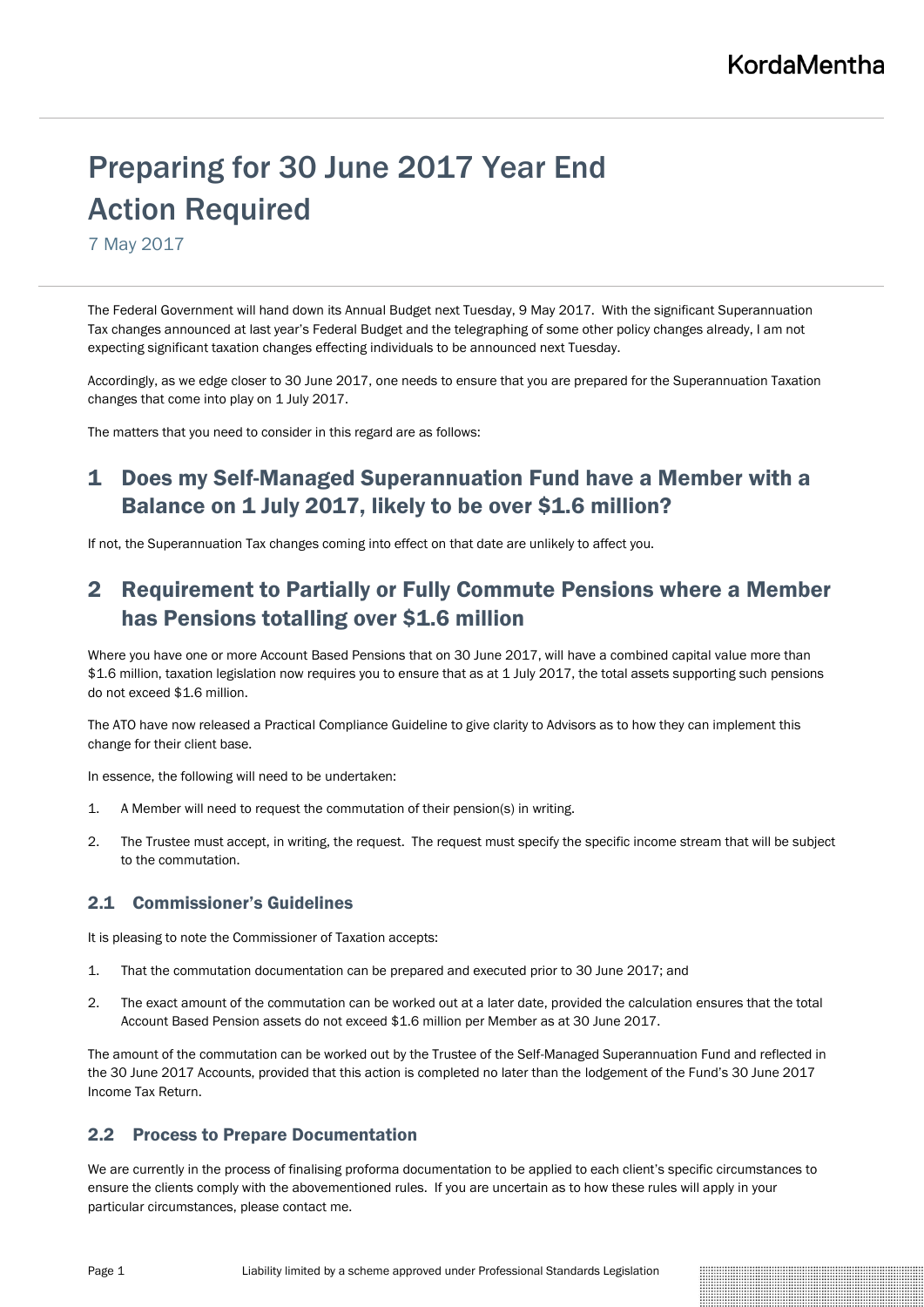# Preparing for 30 June 2017 Year End Action Required

7 May 2017

The Federal Government will hand down its Annual Budget next Tuesday, 9 May 2017. With the significant Superannuation Tax changes announced at last year's Federal Budget and the telegraphing of some other policy changes already, I am not expecting significant taxation changes effecting individuals to be announced next Tuesday.

Accordingly, as we edge closer to 30 June 2017, one needs to ensure that you are prepared for the Superannuation Taxation changes that come into play on 1 July 2017.

The matters that you need to consider in this regard are as follows:

## 1 Does my Self-Managed Superannuation Fund have a Member with a Balance on 1 July 2017, likely to be over $1.6 million?

If not, the Superannuation Tax changes coming into effect on that date are unlikely to affect you.

## 2 Requirement to Partially or Fully Commute Pensions where a Member has Pensions totalling over $1.6 million

Where you have one or more Account Based Pensions that on 30 June 2017, will have a combined capital value more than $1.6 million, taxation legislation now requires you to ensure that as at 1 July 2017, the total assets supporting such pensions do not exceed $1.6 million.

The ATO have now released a Practical Compliance Guideline to give clarity to Advisors as to how they can implement this change for their client base.

In essence, the following will need to be undertaken:

1. A Member will need to request the commutation of their pension(s) in writing.
2. The Trustee must accept, in writing, the request. The request must specify the specific income stream that will be subject to the commutation.

### 2.1 Commissioner's Guidelines

It is pleasing to note the Commissioner of Taxation accepts:

1. That the commutation documentation can be prepared and executed prior to 30 June 2017; and
2. The exact amount of the commutation can be worked out at a later date, provided the calculation ensures that the total Account Based Pension assets do not exceed $1.6 million per Member as at 30 June 2017.

The amount of the commutation can be worked out by the Trustee of the Self-Managed Superannuation Fund and reflected in the 30 June 2017 Accounts, provided that this action is completed no later than the lodgement of the Fund's 30 June 2017 Income Tax Return.

### 2.2 Process to Prepare Documentation

We are currently in the process of finalising proforma documentation to be applied to each client's specific circumstances to ensure the clients comply with the abovementioned rules. If you are uncertain as to how these rules will apply in your particular circumstances, please contact me.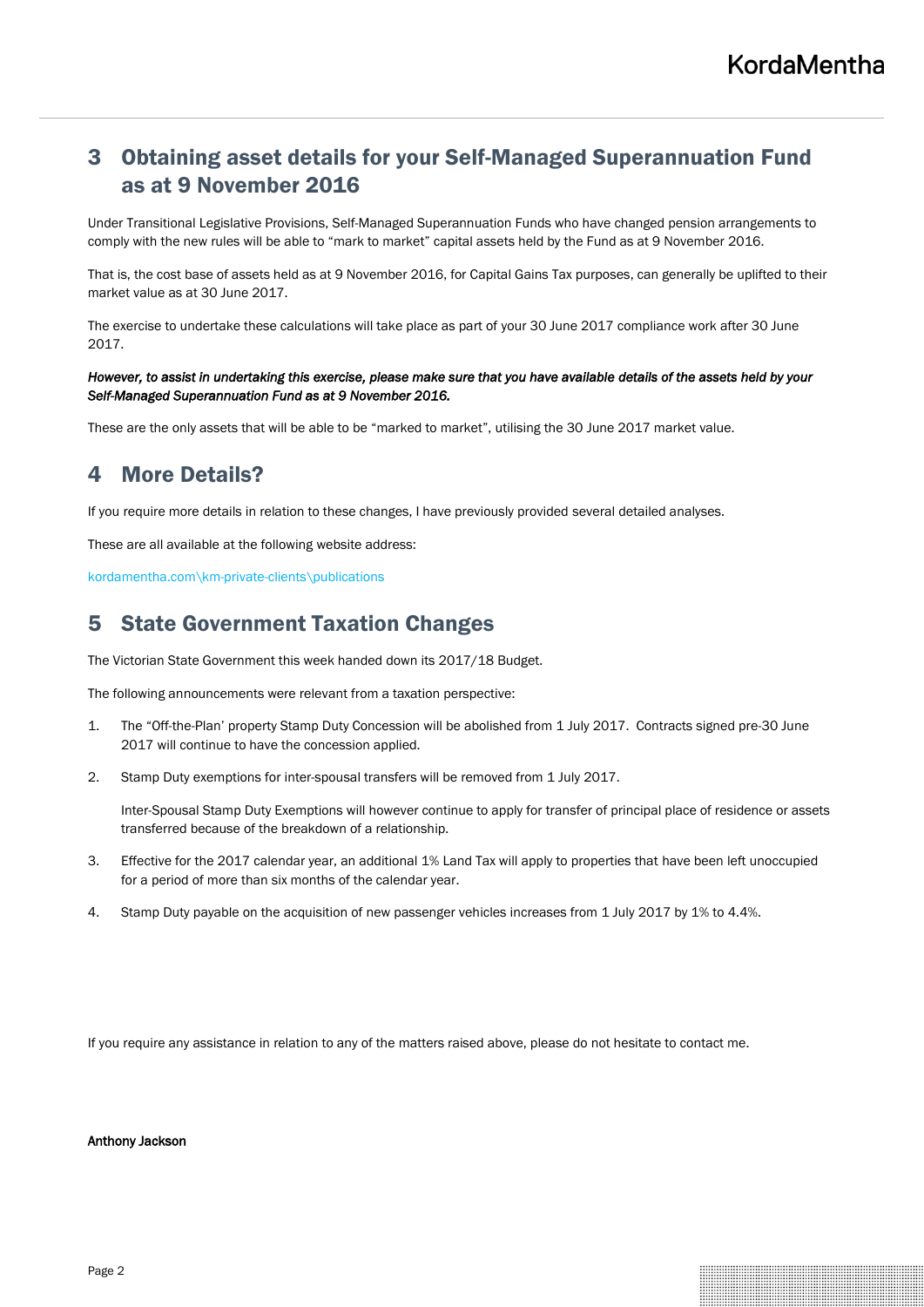## 3 Obtaining asset details for your Self-Managed Superannuation Fund as at 9 November 2016

Under Transitional Legislative Provisions, Self-Managed Superannuation Funds who have changed pension arrangements to comply with the new rules will be able to "mark to market" capital assets held by the Fund as at 9 November 2016.

That is, the cost base of assets held as at 9 November 2016, for Capital Gains Tax purposes, can generally be uplifted to their market value as at 30 June 2017.

The exercise to undertake these calculations will take place as part of your 30 June 2017 compliance work after 30 June 2017.

***However, to assist in undertaking this exercise, please make sure that you have available details of the assets held by your Self-Managed Superannuation Fund as at 9 November 2016.***

These are the only assets that will be able to be "marked to market", utilising the 30 June 2017 market value.

## 4 More Details?

If you require more details in relation to these changes, I have previously provided several detailed analyses.

These are all available at the following website address:

kordamentha.com\km-private-clients\publications

## 5 State Government Taxation Changes

The Victorian State Government this week handed down its 2017/18 Budget.

The following announcements were relevant from a taxation perspective:

1. The "Off-the-Plan' property Stamp Duty Concession will be abolished from 1 July 2017. Contracts signed pre-30 June 2017 will continue to have the concession applied.
2. Stamp Duty exemptions for inter-spousal transfers will be removed from 1 July 2017.

   Inter-Spousal Stamp Duty Exemptions will however continue to apply for transfer of principal place of residence or assets transferred because of the breakdown of a relationship.
3. Effective for the 2017 calendar year, an additional 1% Land Tax will apply to properties that have been left unoccupied for a period of more than six months of the calendar year.
4. Stamp Duty payable on the acquisition of new passenger vehicles increases from 1 July 2017 by 1% to 4.4%.

If you require any assistance in relation to any of the matters raised above, please do not hesitate to contact me.

**Anthony Jackson**